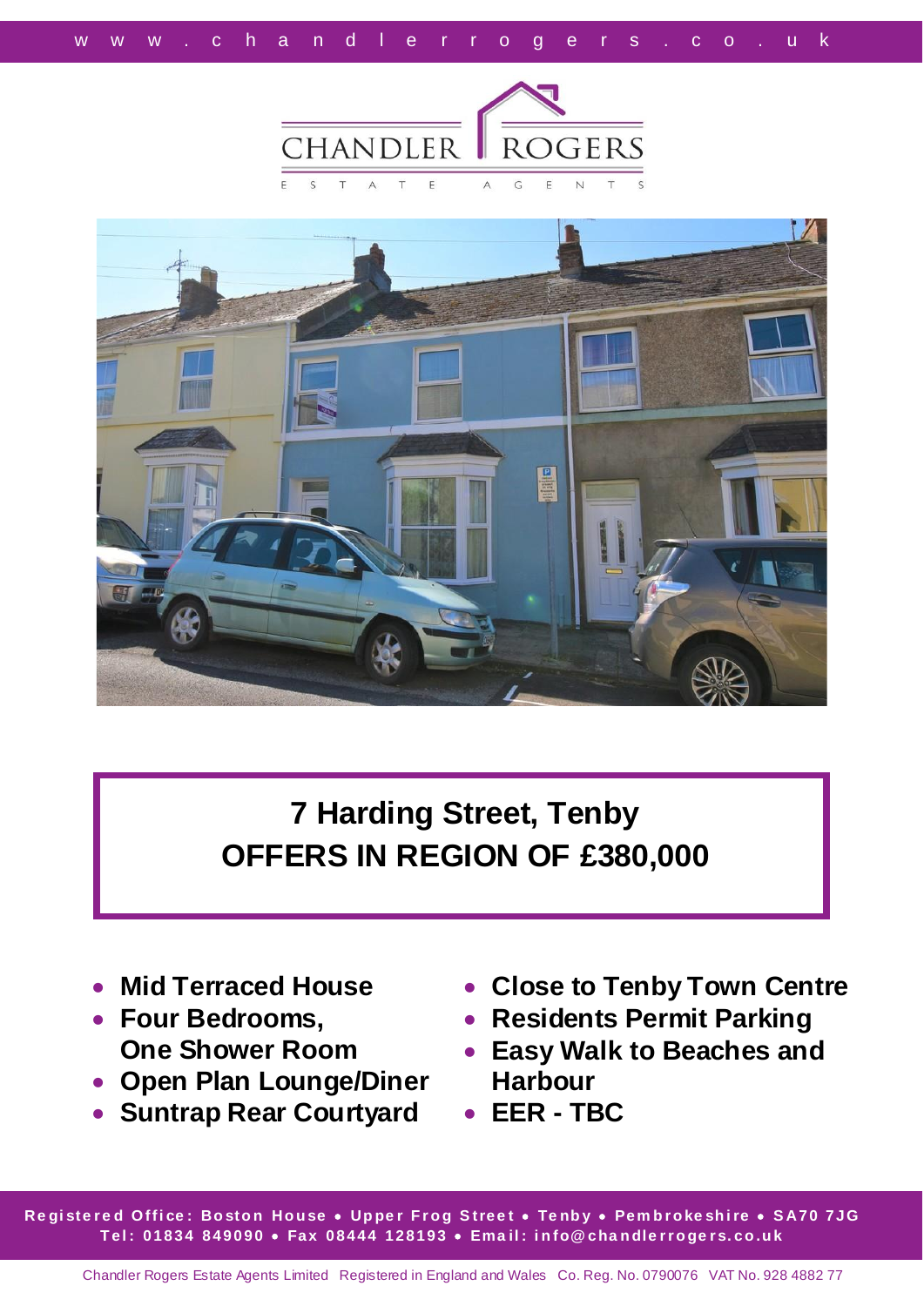www.chandlerrogers.co.uk

CHANDLER ROGERS

ESTATE AGENTS

# 7 Harding Street, Tenby

## OFFERS IN REGION OF £380,000

- **Mid Terraced House**
- **Four Bedrooms, One Shower Room**
- **Open Plan Lounge/Diner**
- **Suntrap Rear Courtyard**
- **Close to Tenby Town Centre**
- **Residents Permit Parking**
- **Easy Walk to Beaches and Harbour**
- **EER - TBC**

**Registered Office: Boston House • Upper Frog Street • Tenby • Pembrokeshire • SA70 7JG**
**Tel: 01834 849090 • Fax 08444 128193 • Email: info@chandlerrogers.co.uk**

Chandler Rogers Estate Agents Limited Registered in England and Wales Co. Reg. No. 0790076 VAT No. 928 4882 77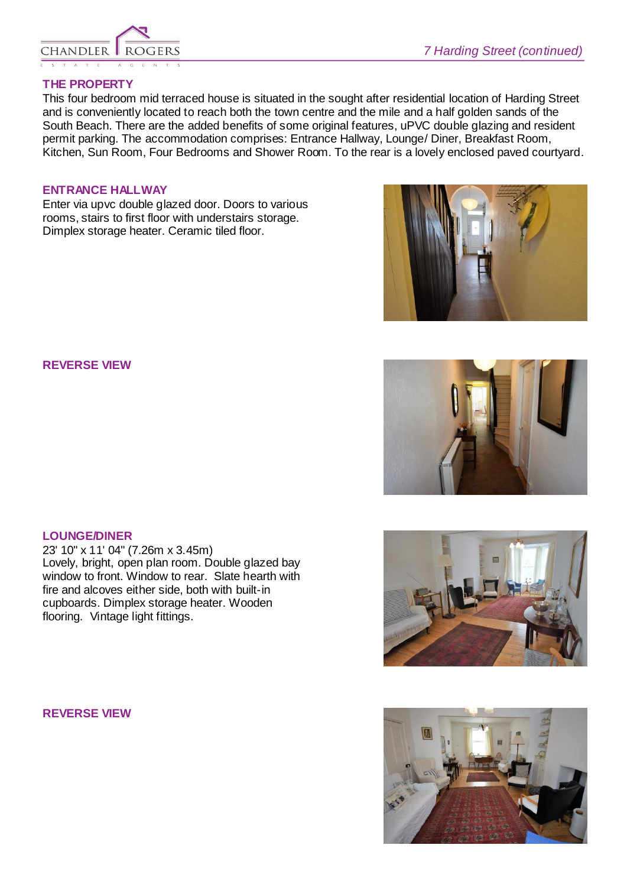## THE PROPERTY

This four bedroom mid terraced house is situated in the sought after residential location of Harding Street and is conveniently located to reach both the town centre and the mile and a half golden sands of the South Beach. There are the added benefits of some original features, uPVC double glazing and resident permit parking. The accommodation comprises: Entrance Hallway, Lounge/ Diner, Breakfast Room, Kitchen, Sun Room, Four Bedrooms and Shower Room. To the rear is a lovely enclosed paved courtyard.

## ENTRANCE HALLWAY

Enter via upvc double glazed door. Doors to various rooms, stairs to first floor with understairs storage. Dimplex storage heater. Ceramic tiled floor.

## REVERSE VIEW

## LOUNGE/DINER

23' 10" x 11' 04" (7.26m x 3.45m)
Lovely, bright, open plan room. Double glazed bay window to front. Window to rear. Slate hearth with fire and alcoves either side, both with built-in cupboards. Dimplex storage heater. Wooden flooring. Vintage light fittings.

## REVERSE VIEW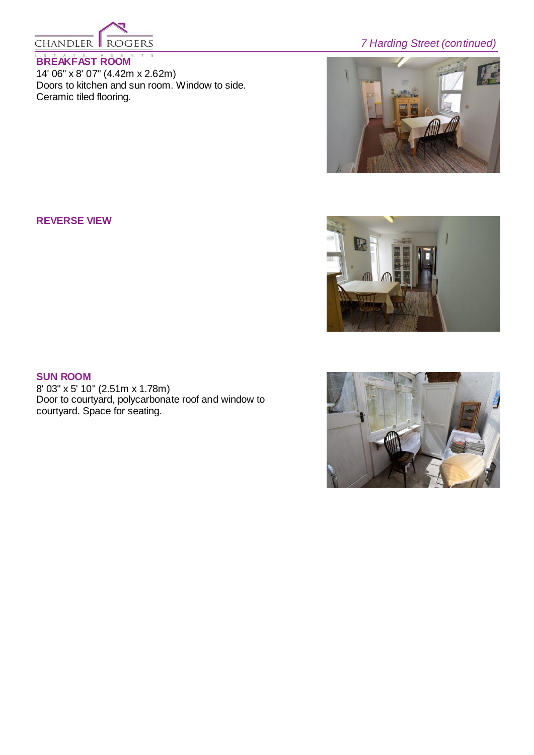## BREAKFAST ROOM

14' 06" x 8' 07" (4.42m x 2.62m)
Doors to kitchen and sun room. Window to side. Ceramic tiled flooring.

## REVERSE VIEW

## SUN ROOM

8' 03" x 5' 10" (2.51m x 1.78m)
Door to courtyard, polycarbonate roof and window to courtyard. Space for seating.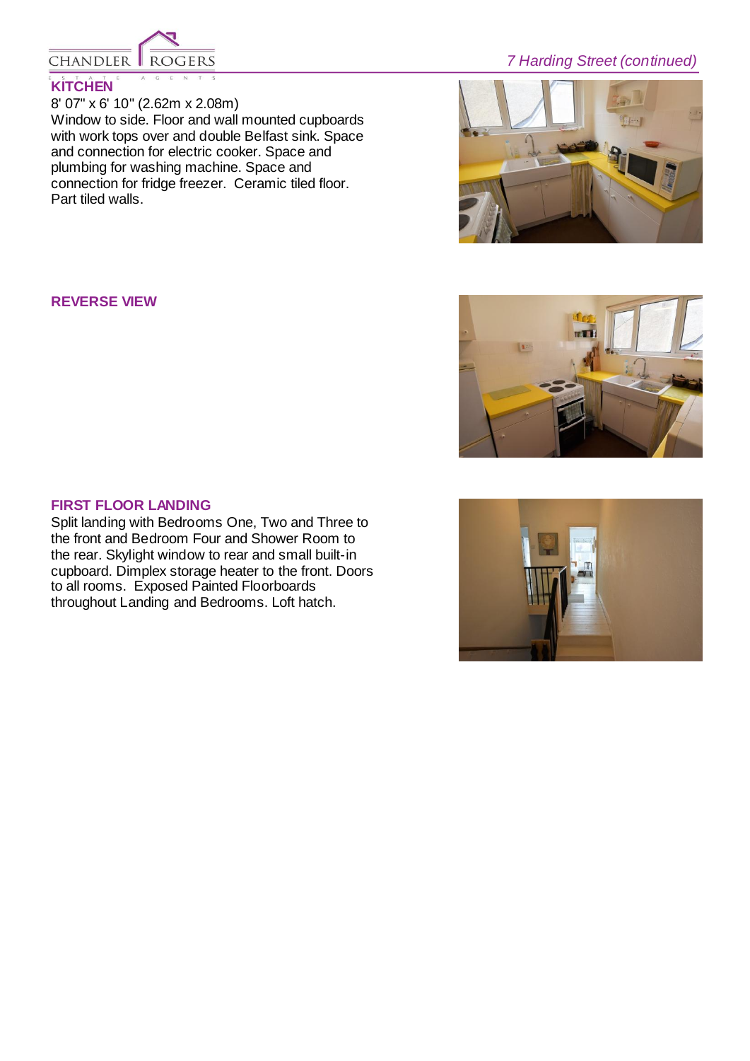## KITCHEN

8' 07" x 6' 10" (2.62m x 2.08m)
Window to side. Floor and wall mounted cupboards with work tops over and double Belfast sink. Space and connection for electric cooker. Space and plumbing for washing machine. Space and connection for fridge freezer. Ceramic tiled floor. Part tiled walls.

## REVERSE VIEW

## FIRST FLOOR LANDING

Split landing with Bedrooms One, Two and Three to the front and Bedroom Four and Shower Room to the rear. Skylight window to rear and small built-in cupboard. Dimplex storage heater to the front. Doors to all rooms. Exposed Painted Floorboards throughout Landing and Bedrooms. Loft hatch.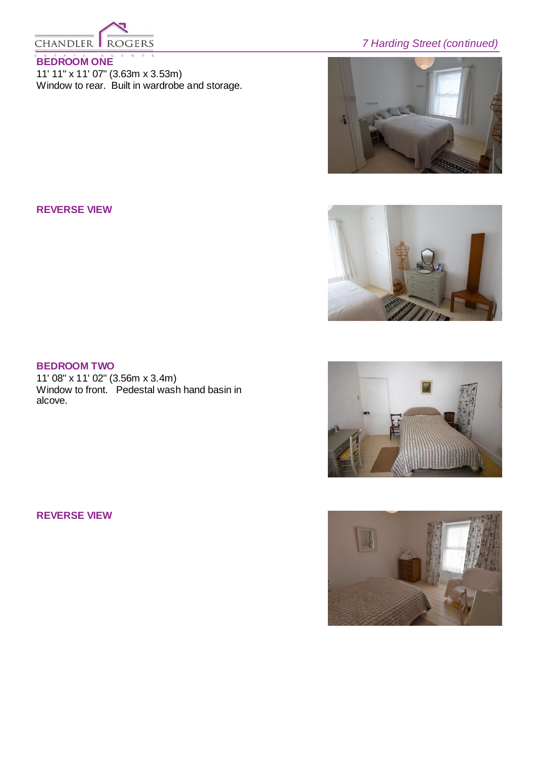**BEDROOM ONE**

11' 11" x 11' 07" (3.63m x 3.53m)
Window to rear. Built in wardrobe and storage.

**REVERSE VIEW**

**BEDROOM TWO**

11' 08" x 11' 02" (3.56m x 3.4m)
Window to front. Pedestal wash hand basin in alcove.

**REVERSE VIEW**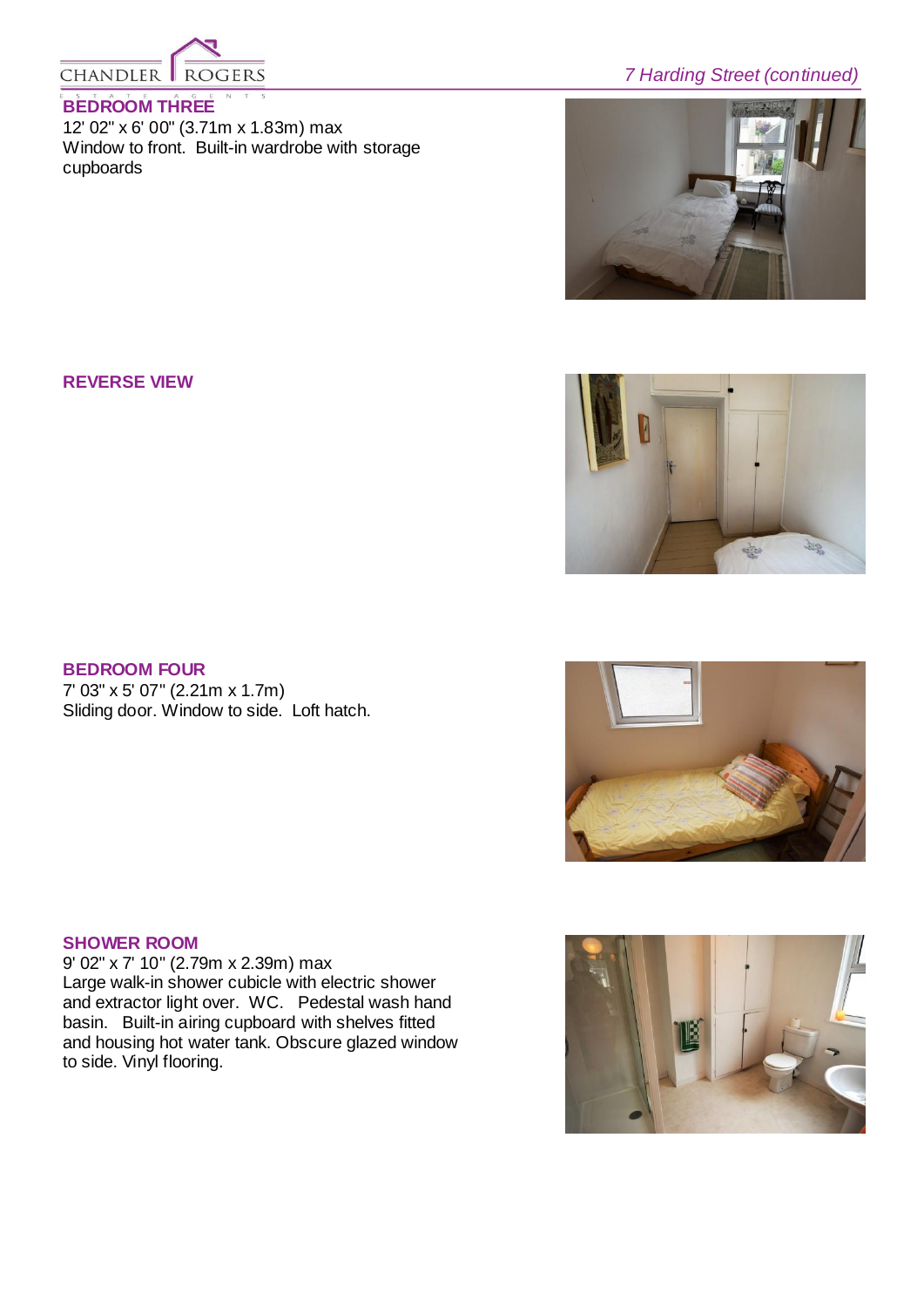## BEDROOM THREE

12' 02" x 6' 00" (3.71m x 1.83m) max
Window to front. Built-in wardrobe with storage cupboards

## REVERSE VIEW

## BEDROOM FOUR

7' 03" x 5' 07" (2.21m x 1.7m)
Sliding door. Window to side. Loft hatch.

## SHOWER ROOM

9' 02" x 7' 10" (2.79m x 2.39m) max
Large walk-in shower cubicle with electric shower and extractor light over. WC. Pedestal wash hand basin. Built-in airing cupboard with shelves fitted and housing hot water tank. Obscure glazed window to side. Vinyl flooring.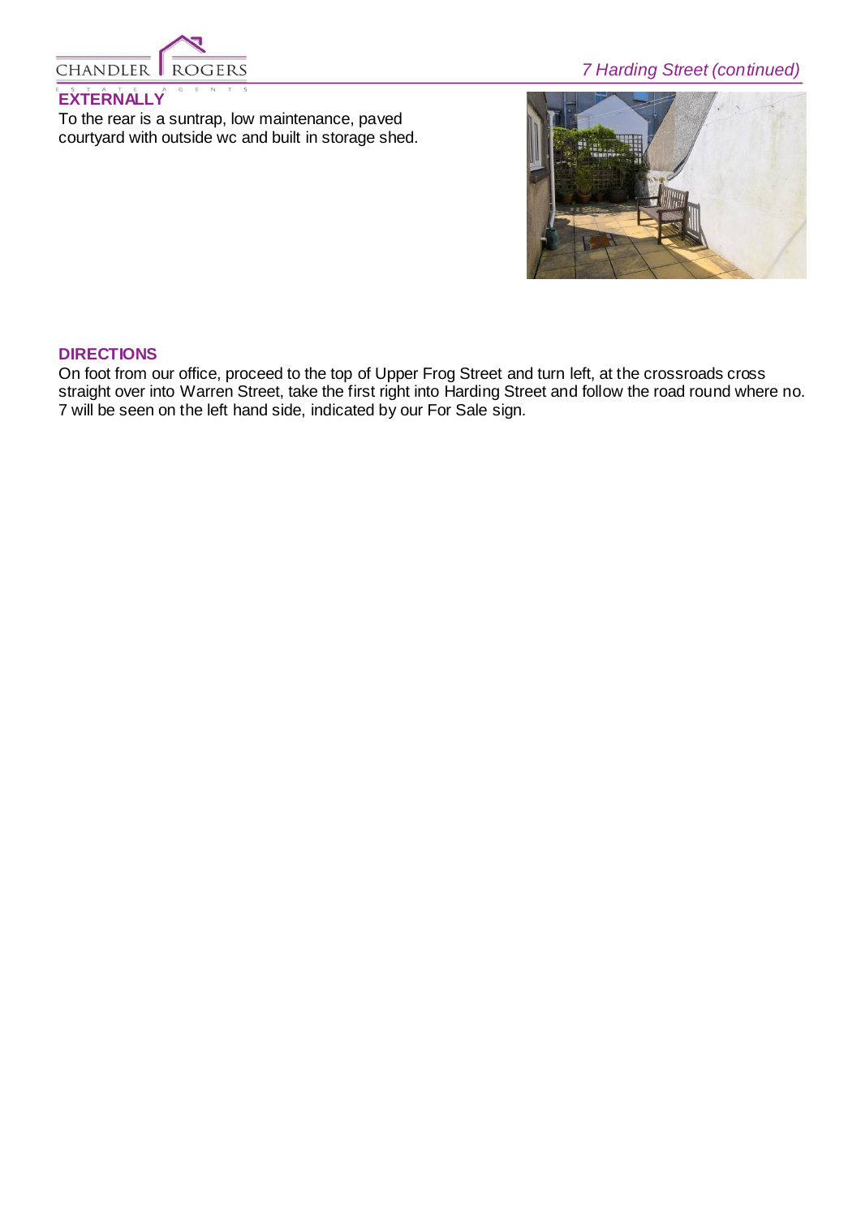## EXTERNALLY

To the rear is a suntrap, low maintenance, paved courtyard with outside wc and built in storage shed.

## DIRECTIONS

On foot from our office, proceed to the top of Upper Frog Street and turn left, at the crossroads cross straight over into Warren Street, take the first right into Harding Street and follow the road round where no. 7 will be seen on the left hand side, indicated by our For Sale sign.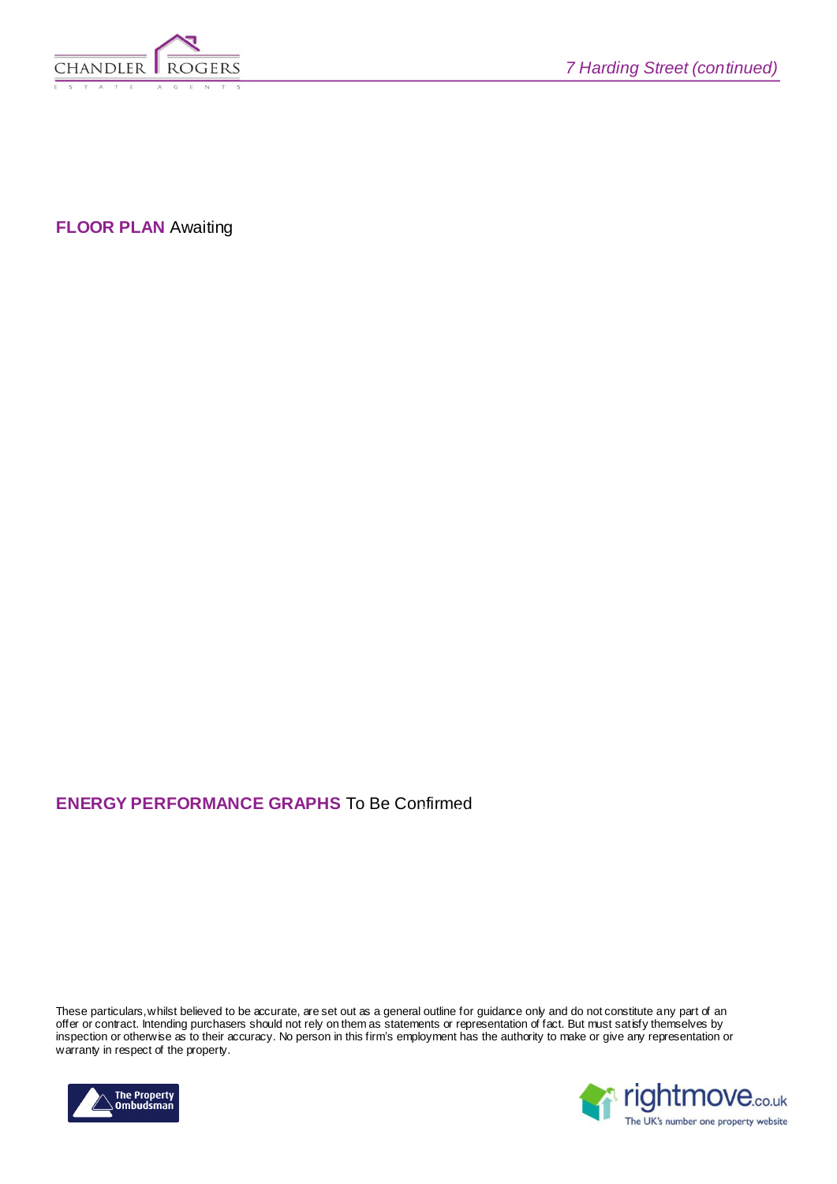**FLOOR PLAN** Awaiting

**ENERGY PERFORMANCE GRAPHS** To Be Confirmed

These particulars, whilst believed to be accurate, are set out as a general outline for guidance only and do not constitute any part of an offer or contract. Intending purchasers should not rely on them as statements or representation of fact. But must satisfy themselves by inspection or otherwise as to their accuracy. No person in this firm's employment has the authority to make or give any representation or warranty in respect of the property.